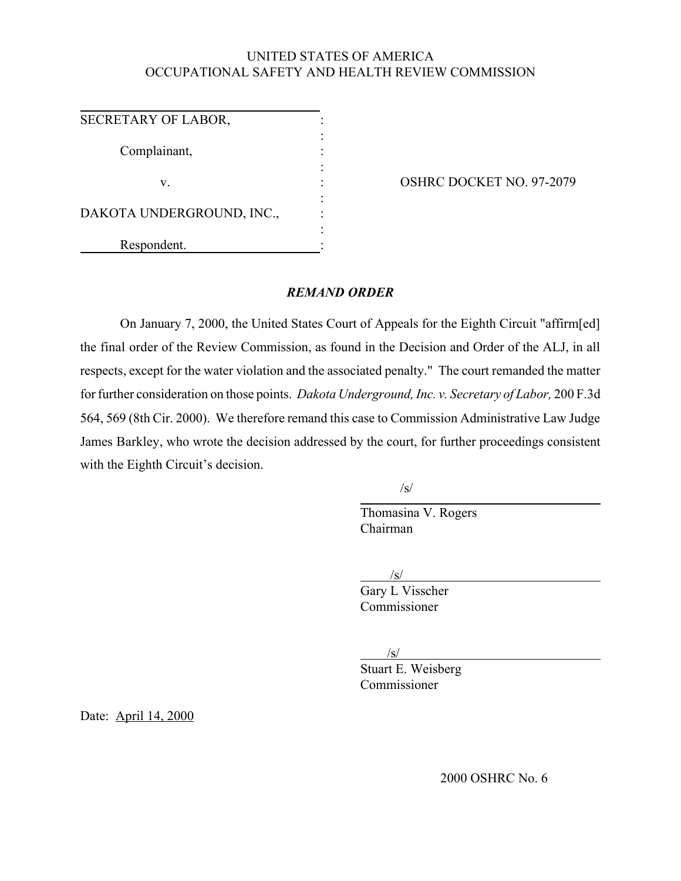UNITED STATES OF AMERICA
OCCUPATIONAL SAFETY AND HEALTH REVIEW COMMISSION

SECRETARY OF LABOR,

Complainant,

v.

DAKOTA UNDERGROUND, INC.,

Respondent.

OSHRC DOCKET NO. 97-2079

## *REMAND ORDER*

On January 7, 2000, the United States Court of Appeals for the Eighth Circuit "affirm[ed] the final order of the Review Commission, as found in the Decision and Order of the ALJ, in all respects, except for the water violation and the associated penalty." The court remanded the matter for further consideration on those points. *Dakota Underground, Inc. v. Secretary of Labor,* 200 F.3d 564, 569 (8th Cir. 2000). We therefore remand this case to Commission Administrative Law Judge James Barkley, who wrote the decision addressed by the court, for further proceedings consistent with the Eighth Circuit's decision.

/s/
Thomasina V. Rogers
Chairman

/s/
Gary L Visscher
Commissioner

/s/
Stuart E. Weisberg
Commissioner

Date: April 14, 2000

2000 OSHRC No. 6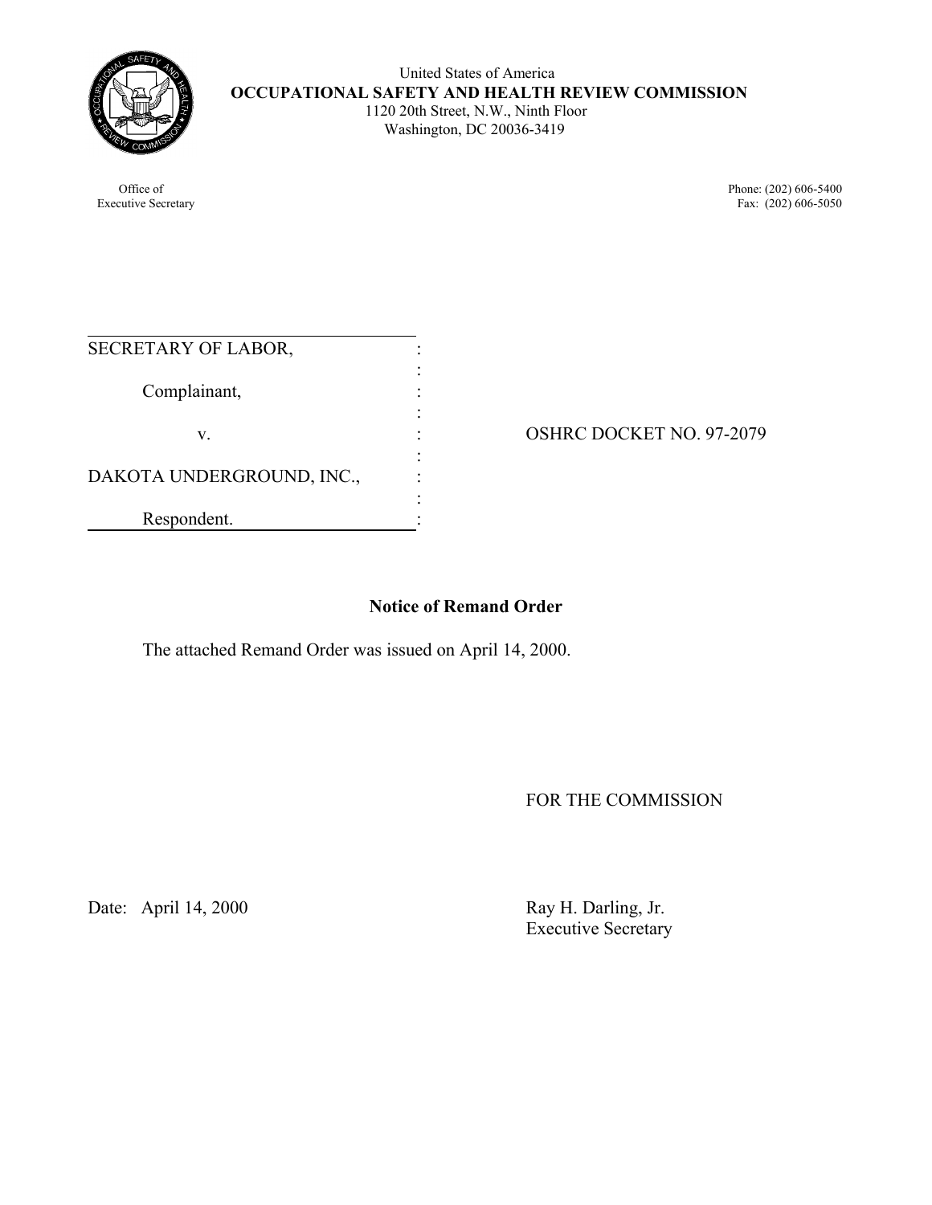United States of America
**OCCUPATIONAL SAFETY AND HEALTH REVIEW COMMISSION**
1120 20th Street, N.W., Ninth Floor
Washington, DC 20036-3419

Office of
Executive Secretary

Phone: (202) 606-5400
Fax: (202) 606-5050

| | |
|---|---|
| SECRETARY OF LABOR, | |
| Complainant, | |
| v. | OSHRC DOCKET NO. 97-2079 |
| DAKOTA UNDERGROUND, INC., | |
| Respondent. | |

**Notice of Remand Order**

The attached Remand Order was issued on April 14, 2000.

FOR THE COMMISSION

Date: April 14, 2000

Ray H. Darling, Jr.
Executive Secretary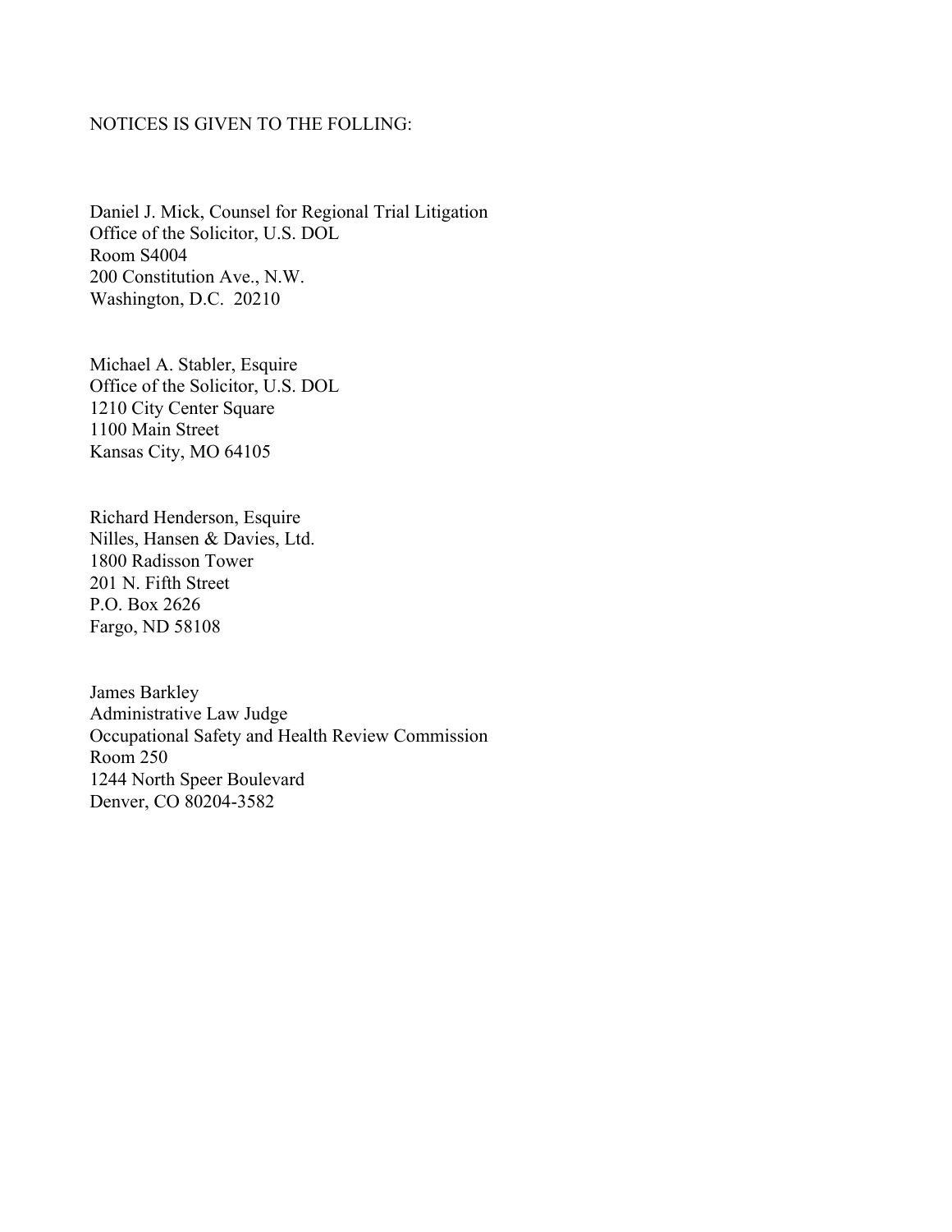NOTICES IS GIVEN TO THE FOLLING:

Daniel J. Mick, Counsel for Regional Trial Litigation
Office of the Solicitor, U.S. DOL
Room S4004
200 Constitution Ave., N.W.
Washington, D.C. 20210

Michael A. Stabler, Esquire
Office of the Solicitor, U.S. DOL
1210 City Center Square
1100 Main Street
Kansas City, MO 64105

Richard Henderson, Esquire
Nilles, Hansen & Davies, Ltd.
1800 Radisson Tower
201 N. Fifth Street
P.O. Box 2626
Fargo, ND 58108

James Barkley
Administrative Law Judge
Occupational Safety and Health Review Commission
Room 250
1244 North Speer Boulevard
Denver, CO 80204-3582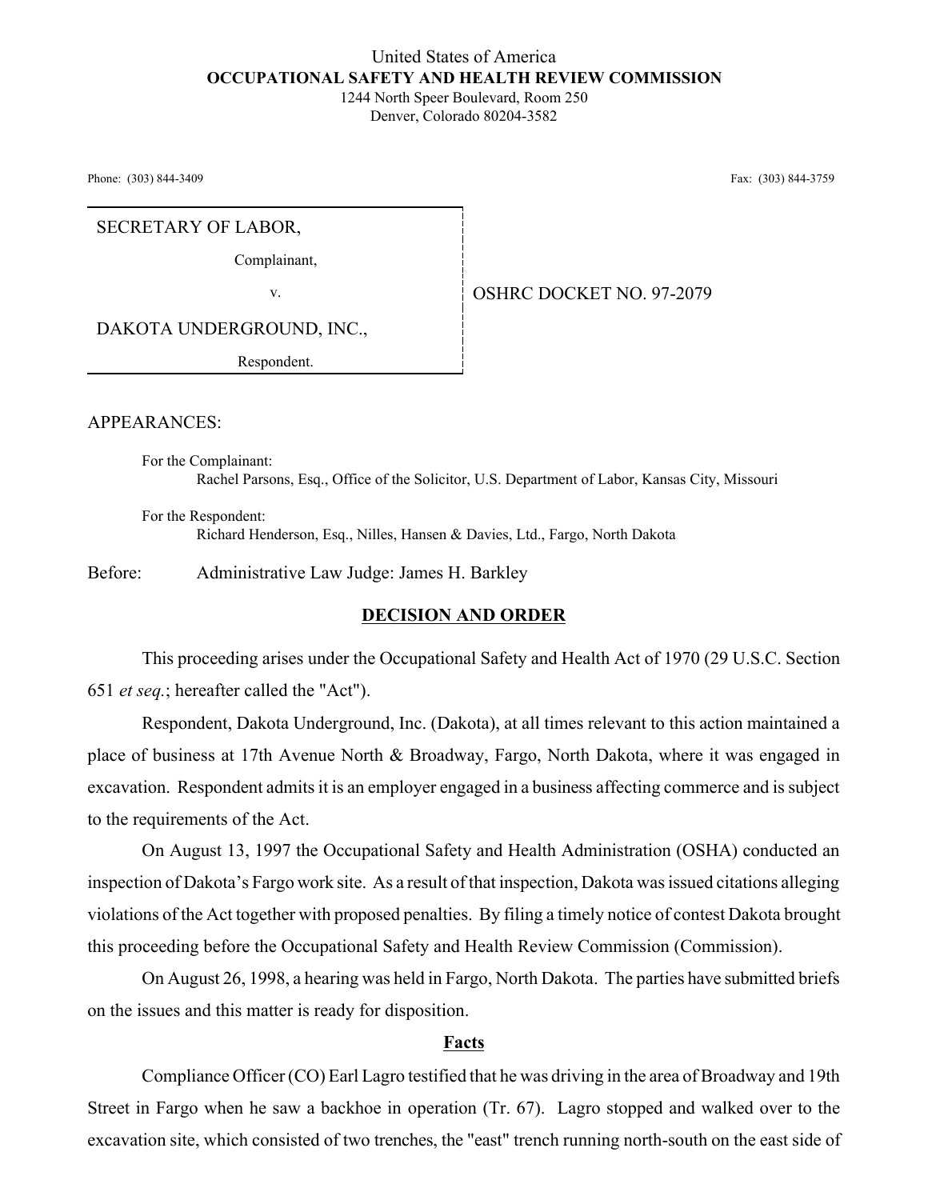United States of America
**OCCUPATIONAL SAFETY AND HEALTH REVIEW COMMISSION**
1244 North Speer Boulevard, Room 250
Denver, Colorado 80204-3582

Phone: (303) 844-3409 Fax: (303) 844-3759

| | |
|---|---|
| SECRETARY OF LABOR, Complainant, v. DAKOTA UNDERGROUND, INC., Respondent. | OSHRC DOCKET NO. 97-2079 |

APPEARANCES:

For the Complainant:
Rachel Parsons, Esq., Office of the Solicitor, U.S. Department of Labor, Kansas City, Missouri

For the Respondent:
Richard Henderson, Esq., Nilles, Hansen & Davies, Ltd., Fargo, North Dakota

Before: Administrative Law Judge: James H. Barkley

## DECISION AND ORDER

This proceeding arises under the Occupational Safety and Health Act of 1970 (29 U.S.C. Section 651 *et seq.*; hereafter called the "Act").

Respondent, Dakota Underground, Inc. (Dakota), at all times relevant to this action maintained a place of business at 17th Avenue North & Broadway, Fargo, North Dakota, where it was engaged in excavation. Respondent admits it is an employer engaged in a business affecting commerce and is subject to the requirements of the Act.

On August 13, 1997 the Occupational Safety and Health Administration (OSHA) conducted an inspection of Dakota's Fargo work site. As a result of that inspection, Dakota was issued citations alleging violations of the Act together with proposed penalties. By filing a timely notice of contest Dakota brought this proceeding before the Occupational Safety and Health Review Commission (Commission).

On August 26, 1998, a hearing was held in Fargo, North Dakota. The parties have submitted briefs on the issues and this matter is ready for disposition.

### Facts

Compliance Officer (CO) Earl Lagro testified that he was driving in the area of Broadway and 19th Street in Fargo when he saw a backhoe in operation (Tr. 67). Lagro stopped and walked over to the excavation site, which consisted of two trenches, the "east" trench running north-south on the east side of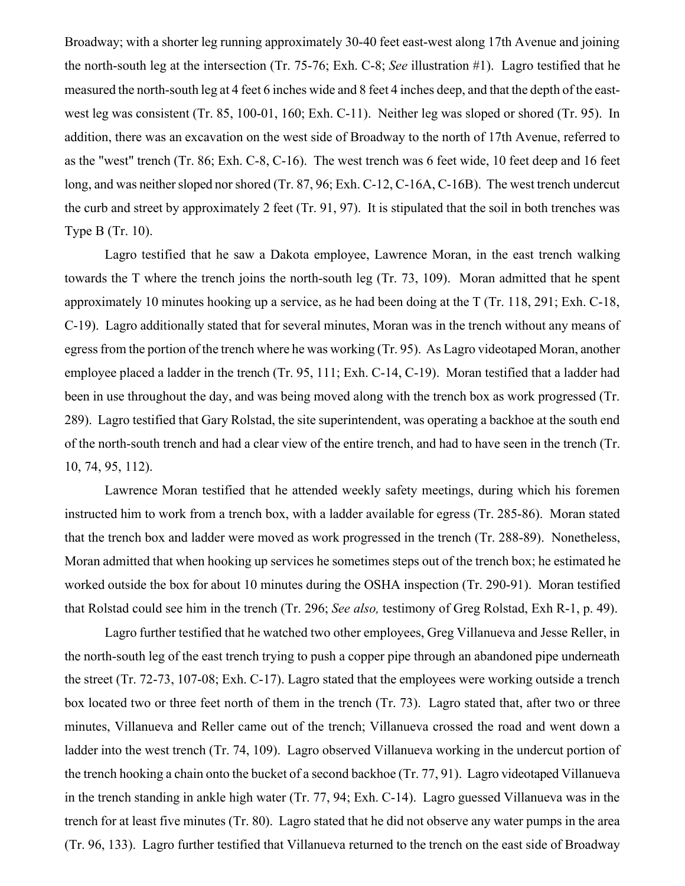Broadway; with a shorter leg running approximately 30-40 feet east-west along 17th Avenue and joining the north-south leg at the intersection (Tr. 75-76; Exh. C-8; *See* illustration #1). Lagro testified that he measured the north-south leg at 4 feet 6 inches wide and 8 feet 4 inches deep, and that the depth of the east-west leg was consistent (Tr. 85, 100-01, 160; Exh. C-11). Neither leg was sloped or shored (Tr. 95). In addition, there was an excavation on the west side of Broadway to the north of 17th Avenue, referred to as the "west" trench (Tr. 86; Exh. C-8, C-16). The west trench was 6 feet wide, 10 feet deep and 16 feet long, and was neither sloped nor shored (Tr. 87, 96; Exh. C-12, C-16A, C-16B). The west trench undercut the curb and street by approximately 2 feet (Tr. 91, 97). It is stipulated that the soil in both trenches was Type B (Tr. 10).

Lagro testified that he saw a Dakota employee, Lawrence Moran, in the east trench walking towards the T where the trench joins the north-south leg (Tr. 73, 109). Moran admitted that he spent approximately 10 minutes hooking up a service, as he had been doing at the T (Tr. 118, 291; Exh. C-18, C-19). Lagro additionally stated that for several minutes, Moran was in the trench without any means of egress from the portion of the trench where he was working (Tr. 95). As Lagro videotaped Moran, another employee placed a ladder in the trench (Tr. 95, 111; Exh. C-14, C-19). Moran testified that a ladder had been in use throughout the day, and was being moved along with the trench box as work progressed (Tr. 289). Lagro testified that Gary Rolstad, the site superintendent, was operating a backhoe at the south end of the north-south trench and had a clear view of the entire trench, and had to have seen in the trench (Tr. 10, 74, 95, 112).

Lawrence Moran testified that he attended weekly safety meetings, during which his foremen instructed him to work from a trench box, with a ladder available for egress (Tr. 285-86). Moran stated that the trench box and ladder were moved as work progressed in the trench (Tr. 288-89). Nonetheless, Moran admitted that when hooking up services he sometimes steps out of the trench box; he estimated he worked outside the box for about 10 minutes during the OSHA inspection (Tr. 290-91). Moran testified that Rolstad could see him in the trench (Tr. 296; *See also,* testimony of Greg Rolstad, Exh R-1, p. 49).

Lagro further testified that he watched two other employees, Greg Villanueva and Jesse Reller, in the north-south leg of the east trench trying to push a copper pipe through an abandoned pipe underneath the street (Tr. 72-73, 107-08; Exh. C-17). Lagro stated that the employees were working outside a trench box located two or three feet north of them in the trench (Tr. 73). Lagro stated that, after two or three minutes, Villanueva and Reller came out of the trench; Villanueva crossed the road and went down a ladder into the west trench (Tr. 74, 109). Lagro observed Villanueva working in the undercut portion of the trench hooking a chain onto the bucket of a second backhoe (Tr. 77, 91). Lagro videotaped Villanueva in the trench standing in ankle high water (Tr. 77, 94; Exh. C-14). Lagro guessed Villanueva was in the trench for at least five minutes (Tr. 80). Lagro stated that he did not observe any water pumps in the area (Tr. 96, 133). Lagro further testified that Villanueva returned to the trench on the east side of Broadway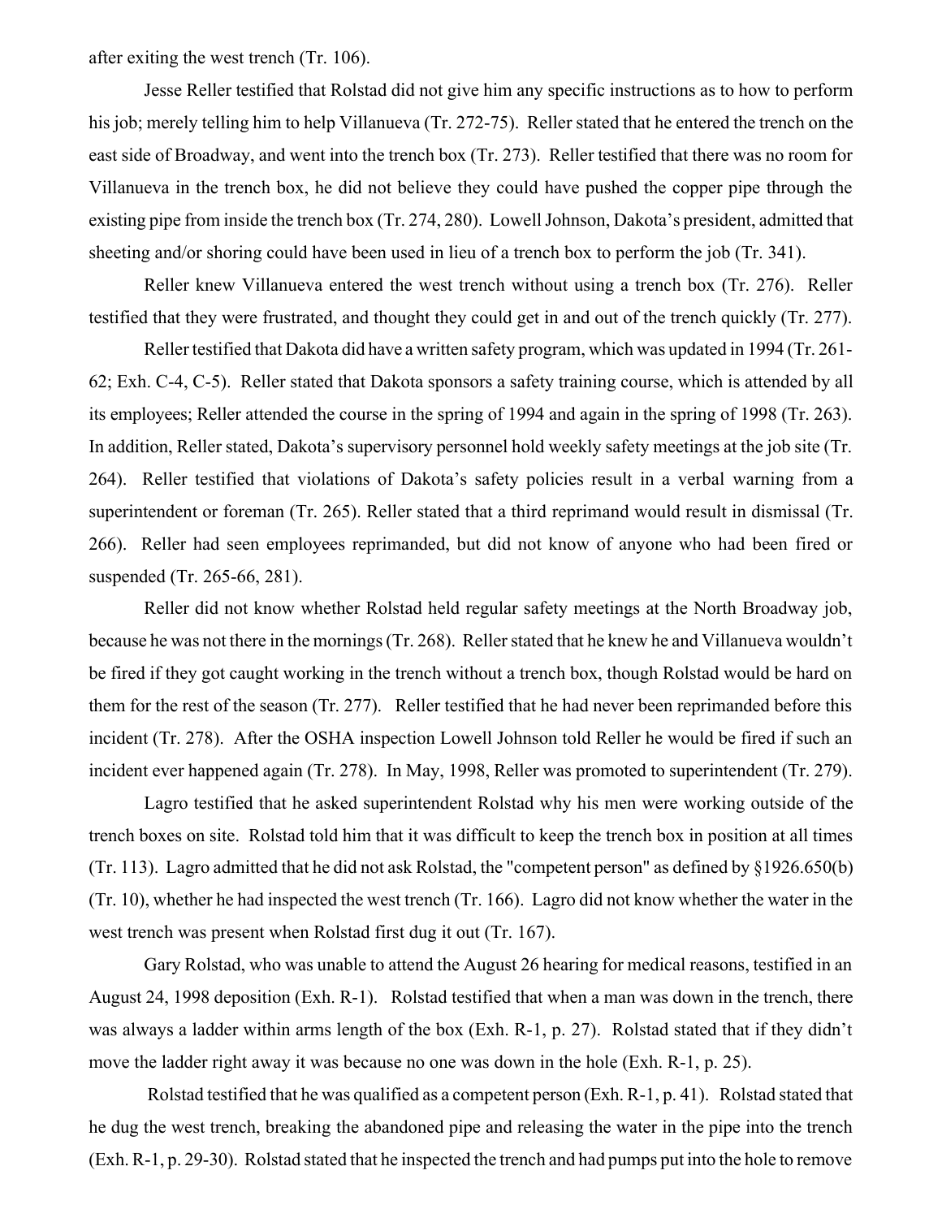after exiting the west trench (Tr. 106).

Jesse Reller testified that Rolstad did not give him any specific instructions as to how to perform his job; merely telling him to help Villanueva (Tr. 272-75). Reller stated that he entered the trench on the east side of Broadway, and went into the trench box (Tr. 273). Reller testified that there was no room for Villanueva in the trench box, he did not believe they could have pushed the copper pipe through the existing pipe from inside the trench box (Tr. 274, 280). Lowell Johnson, Dakota's president, admitted that sheeting and/or shoring could have been used in lieu of a trench box to perform the job (Tr. 341).

Reller knew Villanueva entered the west trench without using a trench box (Tr. 276). Reller testified that they were frustrated, and thought they could get in and out of the trench quickly (Tr. 277).

Reller testified that Dakota did have a written safety program, which was updated in 1994 (Tr. 261-62; Exh. C-4, C-5). Reller stated that Dakota sponsors a safety training course, which is attended by all its employees; Reller attended the course in the spring of 1994 and again in the spring of 1998 (Tr. 263). In addition, Reller stated, Dakota's supervisory personnel hold weekly safety meetings at the job site (Tr. 264). Reller testified that violations of Dakota's safety policies result in a verbal warning from a superintendent or foreman (Tr. 265). Reller stated that a third reprimand would result in dismissal (Tr. 266). Reller had seen employees reprimanded, but did not know of anyone who had been fired or suspended (Tr. 265-66, 281).

Reller did not know whether Rolstad held regular safety meetings at the North Broadway job, because he was not there in the mornings (Tr. 268). Reller stated that he knew he and Villanueva wouldn't be fired if they got caught working in the trench without a trench box, though Rolstad would be hard on them for the rest of the season (Tr. 277). Reller testified that he had never been reprimanded before this incident (Tr. 278). After the OSHA inspection Lowell Johnson told Reller he would be fired if such an incident ever happened again (Tr. 278). In May, 1998, Reller was promoted to superintendent (Tr. 279).

Lagro testified that he asked superintendent Rolstad why his men were working outside of the trench boxes on site. Rolstad told him that it was difficult to keep the trench box in position at all times (Tr. 113). Lagro admitted that he did not ask Rolstad, the "competent person" as defined by §1926.650(b) (Tr. 10), whether he had inspected the west trench (Tr. 166). Lagro did not know whether the water in the west trench was present when Rolstad first dug it out (Tr. 167).

Gary Rolstad, who was unable to attend the August 26 hearing for medical reasons, testified in an August 24, 1998 deposition (Exh. R-1). Rolstad testified that when a man was down in the trench, there was always a ladder within arms length of the box (Exh. R-1, p. 27). Rolstad stated that if they didn't move the ladder right away it was because no one was down in the hole (Exh. R-1, p. 25).

Rolstad testified that he was qualified as a competent person (Exh. R-1, p. 41). Rolstad stated that he dug the west trench, breaking the abandoned pipe and releasing the water in the pipe into the trench (Exh. R-1, p. 29-30). Rolstad stated that he inspected the trench and had pumps put into the hole to remove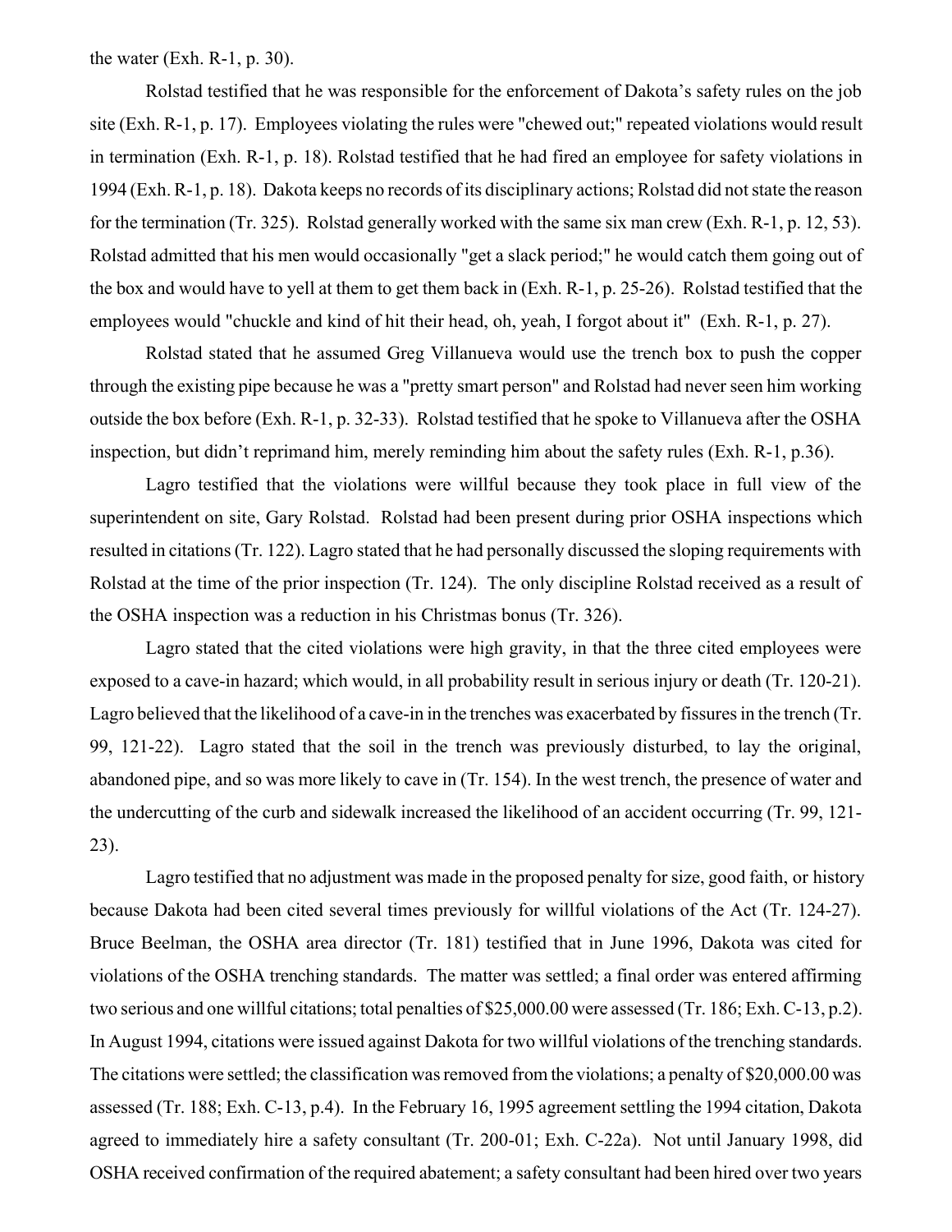the water (Exh. R-1, p. 30).

Rolstad testified that he was responsible for the enforcement of Dakota's safety rules on the job site (Exh. R-1, p. 17). Employees violating the rules were "chewed out;" repeated violations would result in termination (Exh. R-1, p. 18). Rolstad testified that he had fired an employee for safety violations in 1994 (Exh. R-1, p. 18). Dakota keeps no records of its disciplinary actions; Rolstad did not state the reason for the termination (Tr. 325). Rolstad generally worked with the same six man crew (Exh. R-1, p. 12, 53). Rolstad admitted that his men would occasionally "get a slack period;" he would catch them going out of the box and would have to yell at them to get them back in (Exh. R-1, p. 25-26). Rolstad testified that the employees would "chuckle and kind of hit their head, oh, yeah, I forgot about it" (Exh. R-1, p. 27).

Rolstad stated that he assumed Greg Villanueva would use the trench box to push the copper through the existing pipe because he was a "pretty smart person" and Rolstad had never seen him working outside the box before (Exh. R-1, p. 32-33). Rolstad testified that he spoke to Villanueva after the OSHA inspection, but didn't reprimand him, merely reminding him about the safety rules (Exh. R-1, p.36).

Lagro testified that the violations were willful because they took place in full view of the superintendent on site, Gary Rolstad. Rolstad had been present during prior OSHA inspections which resulted in citations (Tr. 122). Lagro stated that he had personally discussed the sloping requirements with Rolstad at the time of the prior inspection (Tr. 124). The only discipline Rolstad received as a result of the OSHA inspection was a reduction in his Christmas bonus (Tr. 326).

Lagro stated that the cited violations were high gravity, in that the three cited employees were exposed to a cave-in hazard; which would, in all probability result in serious injury or death (Tr. 120-21). Lagro believed that the likelihood of a cave-in in the trenches was exacerbated by fissures in the trench (Tr. 99, 121-22). Lagro stated that the soil in the trench was previously disturbed, to lay the original, abandoned pipe, and so was more likely to cave in (Tr. 154). In the west trench, the presence of water and the undercutting of the curb and sidewalk increased the likelihood of an accident occurring (Tr. 99, 121-23).

Lagro testified that no adjustment was made in the proposed penalty for size, good faith, or history because Dakota had been cited several times previously for willful violations of the Act (Tr. 124-27). Bruce Beelman, the OSHA area director (Tr. 181) testified that in June 1996, Dakota was cited for violations of the OSHA trenching standards. The matter was settled; a final order was entered affirming two serious and one willful citations; total penalties of $25,000.00 were assessed (Tr. 186; Exh. C-13, p.2). In August 1994, citations were issued against Dakota for two willful violations of the trenching standards. The citations were settled; the classification was removed from the violations; a penalty of $20,000.00 was assessed (Tr. 188; Exh. C-13, p.4). In the February 16, 1995 agreement settling the 1994 citation, Dakota agreed to immediately hire a safety consultant (Tr. 200-01; Exh. C-22a). Not until January 1998, did OSHA received confirmation of the required abatement; a safety consultant had been hired over two years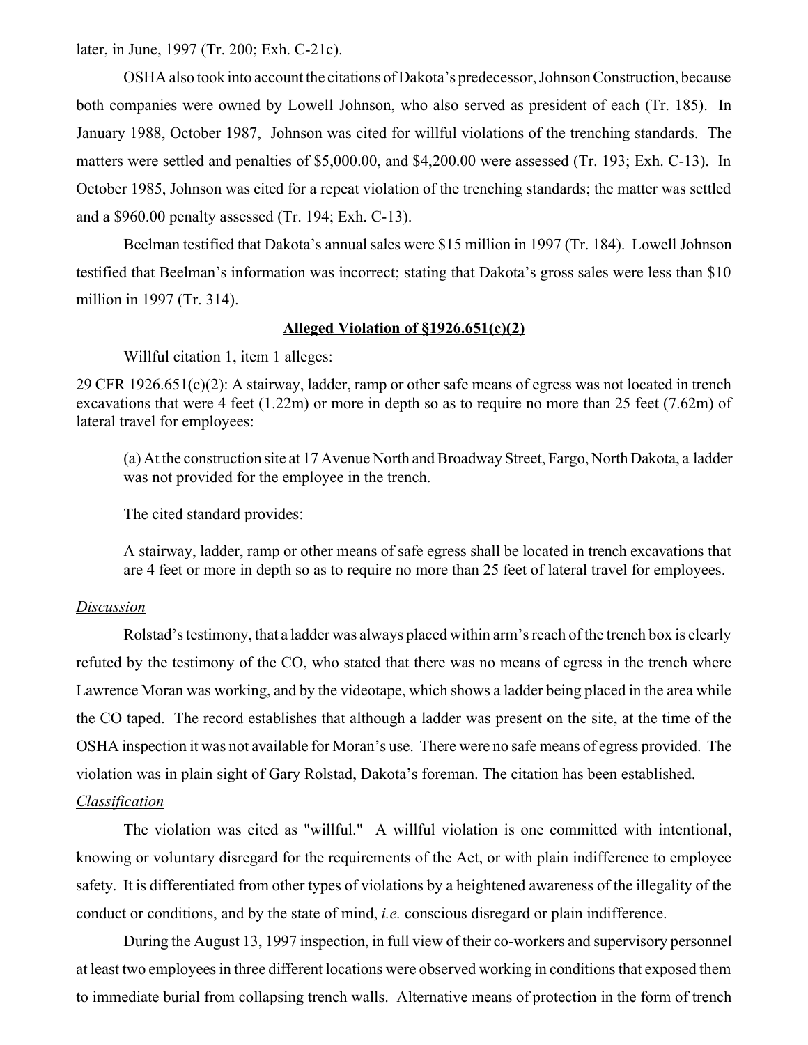later, in June, 1997 (Tr. 200; Exh. C-21c).

OSHA also took into account the citations of Dakota's predecessor, Johnson Construction, because both companies were owned by Lowell Johnson, who also served as president of each (Tr. 185). In January 1988, October 1987, Johnson was cited for willful violations of the trenching standards. The matters were settled and penalties of $5,000.00, and $4,200.00 were assessed (Tr. 193; Exh. C-13). In October 1985, Johnson was cited for a repeat violation of the trenching standards; the matter was settled and a $960.00 penalty assessed (Tr. 194; Exh. C-13).

Beelman testified that Dakota's annual sales were $15 million in 1997 (Tr. 184). Lowell Johnson testified that Beelman's information was incorrect; stating that Dakota's gross sales were less than $10 million in 1997 (Tr. 314).

## **Alleged Violation of §1926.651(c)(2)**

Willful citation 1, item 1 alleges:

29 CFR 1926.651(c)(2): A stairway, ladder, ramp or other safe means of egress was not located in trench excavations that were 4 feet (1.22m) or more in depth so as to require no more than 25 feet (7.62m) of lateral travel for employees:

> (a) At the construction site at 17 Avenue North and Broadway Street, Fargo, North Dakota, a ladder was not provided for the employee in the trench.

The cited standard provides:

> A stairway, ladder, ramp or other means of safe egress shall be located in trench excavations that are 4 feet or more in depth so as to require no more than 25 feet of lateral travel for employees.

*Discussion*

Rolstad's testimony, that a ladder was always placed within arm's reach of the trench box is clearly refuted by the testimony of the CO, who stated that there was no means of egress in the trench where Lawrence Moran was working, and by the videotape, which shows a ladder being placed in the area while the CO taped. The record establishes that although a ladder was present on the site, at the time of the OSHA inspection it was not available for Moran's use. There were no safe means of egress provided. The violation was in plain sight of Gary Rolstad, Dakota's foreman. The citation has been established.

*Classification*

The violation was cited as "willful." A willful violation is one committed with intentional, knowing or voluntary disregard for the requirements of the Act, or with plain indifference to employee safety. It is differentiated from other types of violations by a heightened awareness of the illegality of the conduct or conditions, and by the state of mind, *i.e.* conscious disregard or plain indifference.

During the August 13, 1997 inspection, in full view of their co-workers and supervisory personnel at least two employees in three different locations were observed working in conditions that exposed them to immediate burial from collapsing trench walls. Alternative means of protection in the form of trench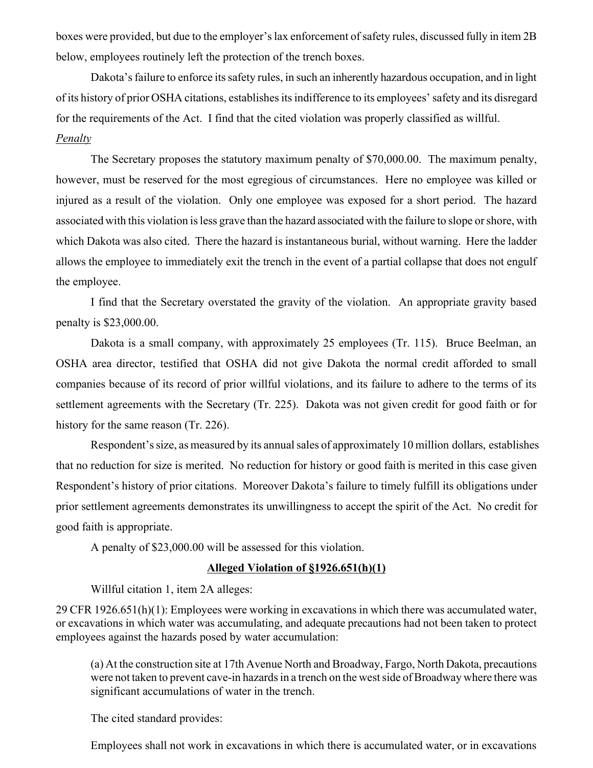boxes were provided, but due to the employer's lax enforcement of safety rules, discussed fully in item 2B below, employees routinely left the protection of the trench boxes.

Dakota's failure to enforce its safety rules, in such an inherently hazardous occupation, and in light of its history of prior OSHA citations, establishes its indifference to its employees' safety and its disregard for the requirements of the Act. I find that the cited violation was properly classified as willful.

*Penalty*

The Secretary proposes the statutory maximum penalty of $70,000.00. The maximum penalty, however, must be reserved for the most egregious of circumstances. Here no employee was killed or injured as a result of the violation. Only one employee was exposed for a short period. The hazard associated with this violation is less grave than the hazard associated with the failure to slope or shore, with which Dakota was also cited. There the hazard is instantaneous burial, without warning. Here the ladder allows the employee to immediately exit the trench in the event of a partial collapse that does not engulf the employee.

I find that the Secretary overstated the gravity of the violation. An appropriate gravity based penalty is $23,000.00.

Dakota is a small company, with approximately 25 employees (Tr. 115). Bruce Beelman, an OSHA area director, testified that OSHA did not give Dakota the normal credit afforded to small companies because of its record of prior willful violations, and its failure to adhere to the terms of its settlement agreements with the Secretary (Tr. 225). Dakota was not given credit for good faith or for history for the same reason (Tr. 226).

Respondent's size, as measured by its annual sales of approximately 10 million dollars, establishes that no reduction for size is merited. No reduction for history or good faith is merited in this case given Respondent's history of prior citations. Moreover Dakota's failure to timely fulfill its obligations under prior settlement agreements demonstrates its unwillingness to accept the spirit of the Act. No credit for good faith is appropriate.

A penalty of $23,000.00 will be assessed for this violation.

**Alleged Violation of §1926.651(h)(1)**

Willful citation 1, item 2A alleges:

29 CFR 1926.651(h)(1): Employees were working in excavations in which there was accumulated water, or excavations in which water was accumulating, and adequate precautions had not been taken to protect employees against the hazards posed by water accumulation:

> (a) At the construction site at 17th Avenue North and Broadway, Fargo, North Dakota, precautions were not taken to prevent cave-in hazards in a trench on the west side of Broadway where there was significant accumulations of water in the trench.

The cited standard provides:

Employees shall not work in excavations in which there is accumulated water, or in excavations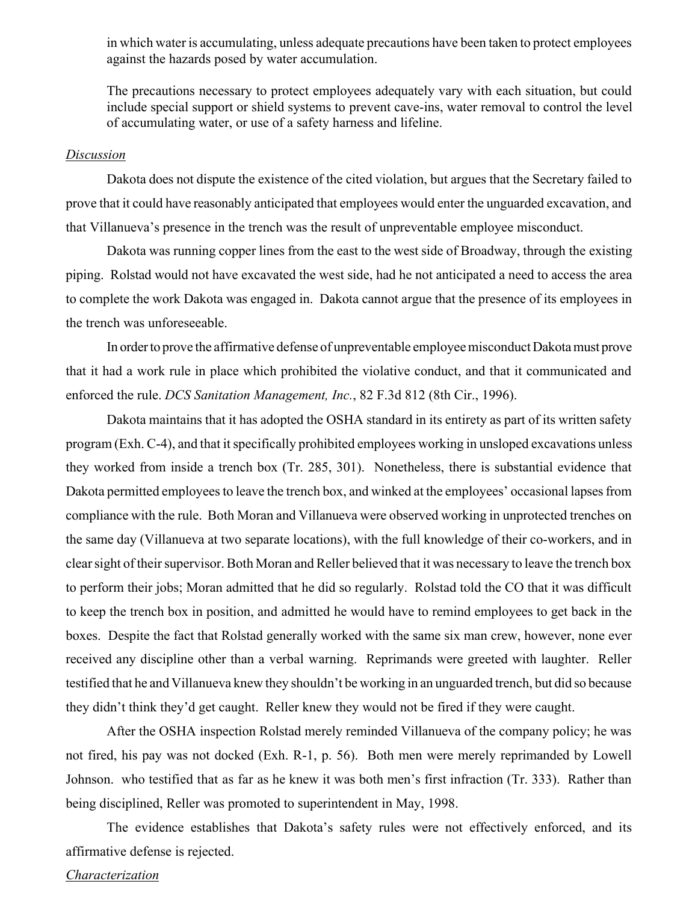in which water is accumulating, unless adequate precautions have been taken to protect employees against the hazards posed by water accumulation.

The precautions necessary to protect employees adequately vary with each situation, but could include special support or shield systems to prevent cave-ins, water removal to control the level of accumulating water, or use of a safety harness and lifeline.

*Discussion*

Dakota does not dispute the existence of the cited violation, but argues that the Secretary failed to prove that it could have reasonably anticipated that employees would enter the unguarded excavation, and that Villanueva's presence in the trench was the result of unpreventable employee misconduct.

Dakota was running copper lines from the east to the west side of Broadway, through the existing piping. Rolstad would not have excavated the west side, had he not anticipated a need to access the area to complete the work Dakota was engaged in. Dakota cannot argue that the presence of its employees in the trench was unforeseeable.

In order to prove the affirmative defense of unpreventable employee misconduct Dakota must prove that it had a work rule in place which prohibited the violative conduct, and that it communicated and enforced the rule. *DCS Sanitation Management, Inc.*, 82 F.3d 812 (8th Cir., 1996).

Dakota maintains that it has adopted the OSHA standard in its entirety as part of its written safety program (Exh. C-4), and that it specifically prohibited employees working in unsloped excavations unless they worked from inside a trench box (Tr. 285, 301). Nonetheless, there is substantial evidence that Dakota permitted employees to leave the trench box, and winked at the employees' occasional lapses from compliance with the rule. Both Moran and Villanueva were observed working in unprotected trenches on the same day (Villanueva at two separate locations), with the full knowledge of their co-workers, and in clear sight of their supervisor. Both Moran and Reller believed that it was necessary to leave the trench box to perform their jobs; Moran admitted that he did so regularly. Rolstad told the CO that it was difficult to keep the trench box in position, and admitted he would have to remind employees to get back in the boxes. Despite the fact that Rolstad generally worked with the same six man crew, however, none ever received any discipline other than a verbal warning. Reprimands were greeted with laughter. Reller testified that he and Villanueva knew they shouldn't be working in an unguarded trench, but did so because they didn't think they'd get caught. Reller knew they would not be fired if they were caught.

After the OSHA inspection Rolstad merely reminded Villanueva of the company policy; he was not fired, his pay was not docked (Exh. R-1, p. 56). Both men were merely reprimanded by Lowell Johnson. who testified that as far as he knew it was both men's first infraction (Tr. 333). Rather than being disciplined, Reller was promoted to superintendent in May, 1998.

The evidence establishes that Dakota's safety rules were not effectively enforced, and its affirmative defense is rejected.

*Characterization*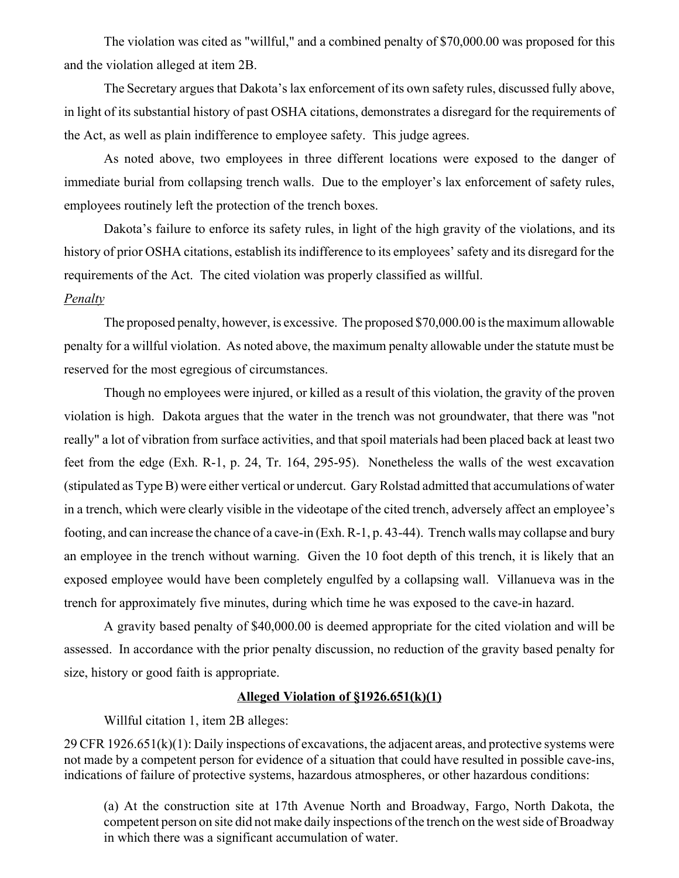The violation was cited as "willful," and a combined penalty of $70,000.00 was proposed for this and the violation alleged at item 2B.

The Secretary argues that Dakota's lax enforcement of its own safety rules, discussed fully above, in light of its substantial history of past OSHA citations, demonstrates a disregard for the requirements of the Act, as well as plain indifference to employee safety. This judge agrees.

As noted above, two employees in three different locations were exposed to the danger of immediate burial from collapsing trench walls. Due to the employer's lax enforcement of safety rules, employees routinely left the protection of the trench boxes.

Dakota's failure to enforce its safety rules, in light of the high gravity of the violations, and its history of prior OSHA citations, establish its indifference to its employees' safety and its disregard for the requirements of the Act. The cited violation was properly classified as willful.

*Penalty*

The proposed penalty, however, is excessive. The proposed $70,000.00 is the maximum allowable penalty for a willful violation. As noted above, the maximum penalty allowable under the statute must be reserved for the most egregious of circumstances.

Though no employees were injured, or killed as a result of this violation, the gravity of the proven violation is high. Dakota argues that the water in the trench was not groundwater, that there was "not really" a lot of vibration from surface activities, and that spoil materials had been placed back at least two feet from the edge (Exh. R-1, p. 24, Tr. 164, 295-95). Nonetheless the walls of the west excavation (stipulated as Type B) were either vertical or undercut. Gary Rolstad admitted that accumulations of water in a trench, which were clearly visible in the videotape of the cited trench, adversely affect an employee's footing, and can increase the chance of a cave-in (Exh. R-1, p. 43-44). Trench walls may collapse and bury an employee in the trench without warning. Given the 10 foot depth of this trench, it is likely that an exposed employee would have been completely engulfed by a collapsing wall. Villanueva was in the trench for approximately five minutes, during which time he was exposed to the cave-in hazard.

A gravity based penalty of $40,000.00 is deemed appropriate for the cited violation and will be assessed. In accordance with the prior penalty discussion, no reduction of the gravity based penalty for size, history or good faith is appropriate.

## Alleged Violation of §1926.651(k)(1)

Willful citation 1, item 2B alleges:

29 CFR 1926.651(k)(1): Daily inspections of excavations, the adjacent areas, and protective systems were not made by a competent person for evidence of a situation that could have resulted in possible cave-ins, indications of failure of protective systems, hazardous atmospheres, or other hazardous conditions:

> (a) At the construction site at 17th Avenue North and Broadway, Fargo, North Dakota, the competent person on site did not make daily inspections of the trench on the west side of Broadway in which there was a significant accumulation of water.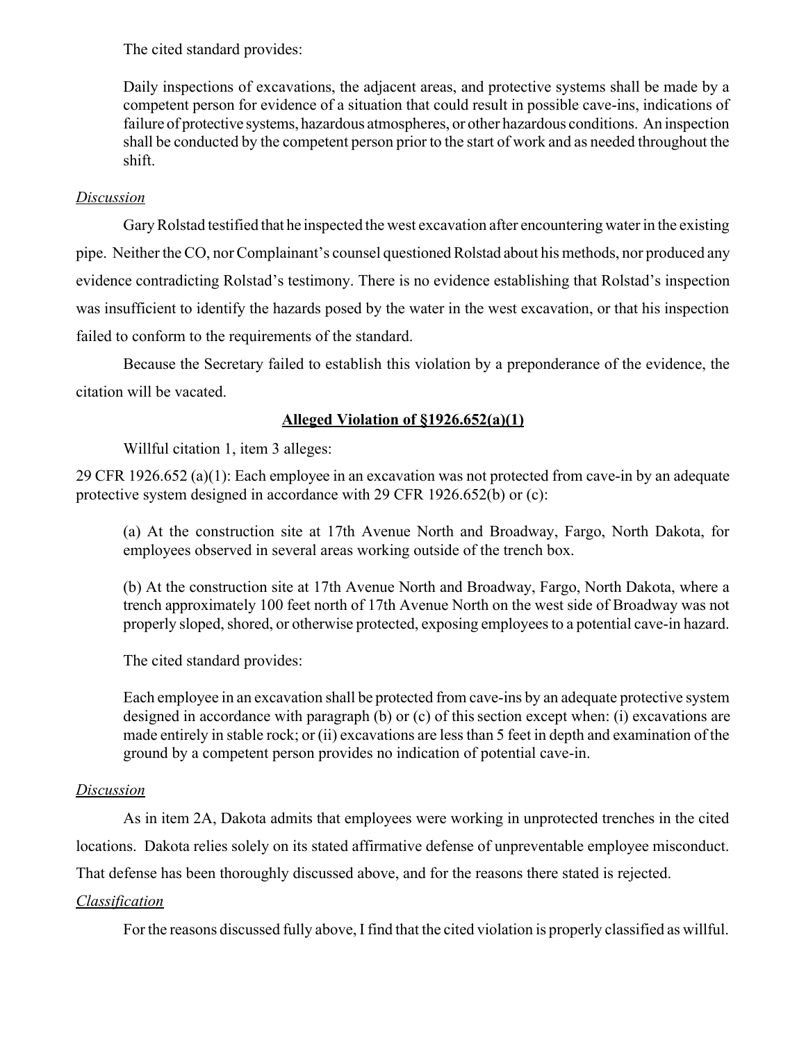The cited standard provides:

> Daily inspections of excavations, the adjacent areas, and protective systems shall be made by a competent person for evidence of a situation that could result in possible cave-ins, indications of failure of protective systems, hazardous atmospheres, or other hazardous conditions. An inspection shall be conducted by the competent person prior to the start of work and as needed throughout the shift.

*Discussion*

Gary Rolstad testified that he inspected the west excavation after encountering water in the existing pipe. Neither the CO, nor Complainant's counsel questioned Rolstad about his methods, nor produced any evidence contradicting Rolstad's testimony. There is no evidence establishing that Rolstad's inspection was insufficient to identify the hazards posed by the water in the west excavation, or that his inspection failed to conform to the requirements of the standard.

Because the Secretary failed to establish this violation by a preponderance of the evidence, the citation will be vacated.

**Alleged Violation of §1926.652(a)(1)**

Willful citation 1, item 3 alleges:

29 CFR 1926.652 (a)(1): Each employee in an excavation was not protected from cave-in by an adequate protective system designed in accordance with 29 CFR 1926.652(b) or (c):

> (a) At the construction site at 17th Avenue North and Broadway, Fargo, North Dakota, for employees observed in several areas working outside of the trench box.
>
> (b) At the construction site at 17th Avenue North and Broadway, Fargo, North Dakota, where a trench approximately 100 feet north of 17th Avenue North on the west side of Broadway was not properly sloped, shored, or otherwise protected, exposing employees to a potential cave-in hazard.

The cited standard provides:

> Each employee in an excavation shall be protected from cave-ins by an adequate protective system designed in accordance with paragraph (b) or (c) of this section except when: (i) excavations are made entirely in stable rock; or (ii) excavations are less than 5 feet in depth and examination of the ground by a competent person provides no indication of potential cave-in.

*Discussion*

As in item 2A, Dakota admits that employees were working in unprotected trenches in the cited locations. Dakota relies solely on its stated affirmative defense of unpreventable employee misconduct. That defense has been thoroughly discussed above, and for the reasons there stated is rejected.

*Classification*

For the reasons discussed fully above, I find that the cited violation is properly classified as willful.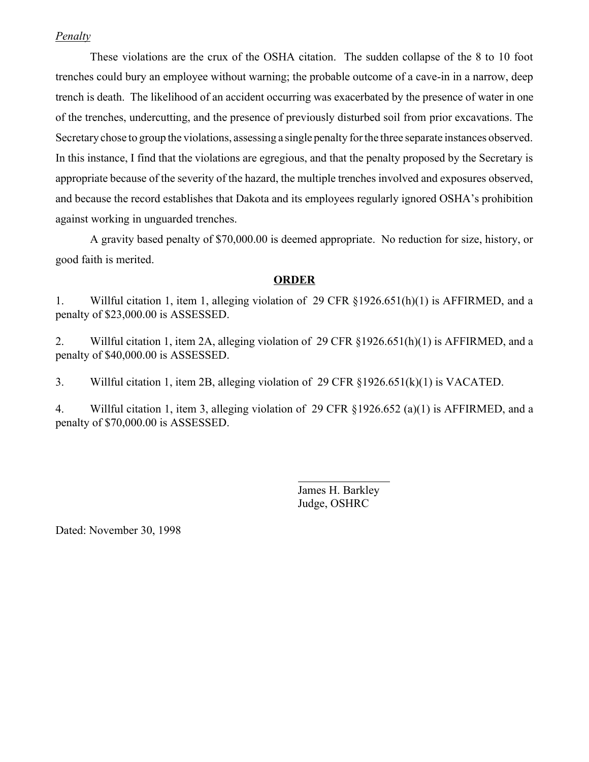*Penalty*

These violations are the crux of the OSHA citation. The sudden collapse of the 8 to 10 foot trenches could bury an employee without warning; the probable outcome of a cave-in in a narrow, deep trench is death. The likelihood of an accident occurring was exacerbated by the presence of water in one of the trenches, undercutting, and the presence of previously disturbed soil from prior excavations. The Secretary chose to group the violations, assessing a single penalty for the three separate instances observed. In this instance, I find that the violations are egregious, and that the penalty proposed by the Secretary is appropriate because of the severity of the hazard, the multiple trenches involved and exposures observed, and because the record establishes that Dakota and its employees regularly ignored OSHA's prohibition against working in unguarded trenches.

A gravity based penalty of $70,000.00 is deemed appropriate. No reduction for size, history, or good faith is merited.

**ORDER**

1. Willful citation 1, item 1, alleging violation of 29 CFR §1926.651(h)(1) is AFFIRMED, and a penalty of $23,000.00 is ASSESSED.

2. Willful citation 1, item 2A, alleging violation of 29 CFR §1926.651(h)(1) is AFFIRMED, and a penalty of $40,000.00 is ASSESSED.

3. Willful citation 1, item 2B, alleging violation of 29 CFR §1926.651(k)(1) is VACATED.

4. Willful citation 1, item 3, alleging violation of 29 CFR §1926.652 (a)(1) is AFFIRMED, and a penalty of $70,000.00 is ASSESSED.

James H. Barkley
Judge, OSHRC

Dated: November 30, 1998